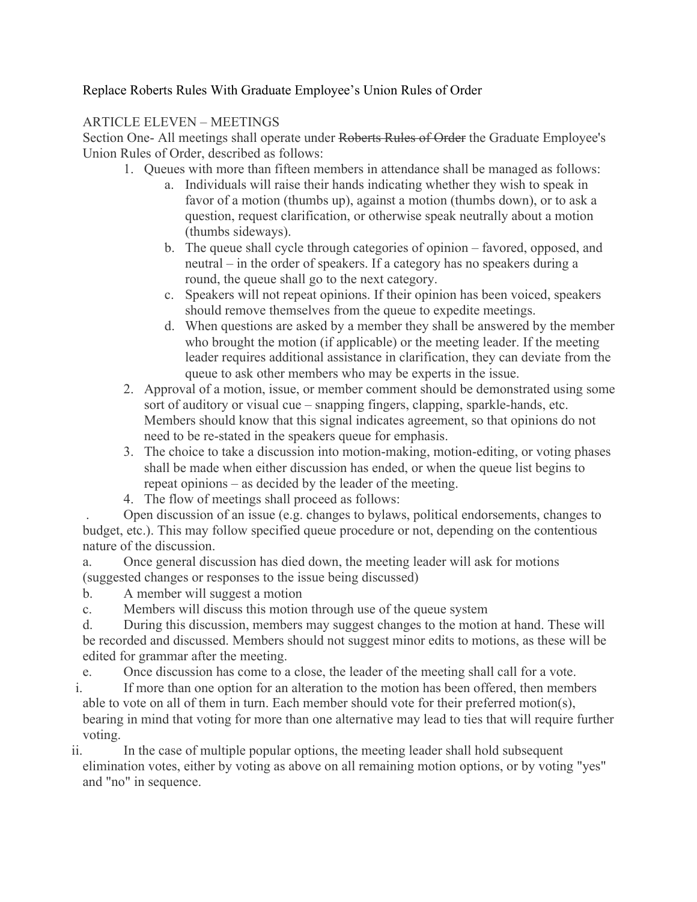Replace Roberts Rules With Graduate Employee's Union Rules of Order

ARTICLE ELEVEN – MEETINGS

Section One- All meetings shall operate under ~~Roberts Rules of Order~~ the Graduate Employee's Union Rules of Order, described as follows:

1. Queues with more than fifteen members in attendance shall be managed as follows:
    a. Individuals will raise their hands indicating whether they wish to speak in favor of a motion (thumbs up), against a motion (thumbs down), or to ask a question, request clarification, or otherwise speak neutrally about a motion (thumbs sideways).
    b. The queue shall cycle through categories of opinion – favored, opposed, and neutral – in the order of speakers. If a category has no speakers during a round, the queue shall go to the next category.
    c. Speakers will not repeat opinions. If their opinion has been voiced, speakers should remove themselves from the queue to expedite meetings.
    d. When questions are asked by a member they shall be answered by the member who brought the motion (if applicable) or the meeting leader. If the meeting leader requires additional assistance in clarification, they can deviate from the queue to ask other members who may be experts in the issue.
2. Approval of a motion, issue, or member comment should be demonstrated using some sort of auditory or visual cue – snapping fingers, clapping, sparkle-hands, etc. Members should know that this signal indicates agreement, so that opinions do not need to be re-stated in the speakers queue for emphasis.
3. The choice to take a discussion into motion-making, motion-editing, or voting phases shall be made when either discussion has ended, or when the queue list begins to repeat opinions – as decided by the leader of the meeting.
4. The flow of meetings shall proceed as follows:

. Open discussion of an issue (e.g. changes to bylaws, political endorsements, changes to budget, etc.). This may follow specified queue procedure or not, depending on the contentious nature of the discussion.

a. Once general discussion has died down, the meeting leader will ask for motions (suggested changes or responses to the issue being discussed)

b. A member will suggest a motion

c. Members will discuss this motion through use of the queue system

d. During this discussion, members may suggest changes to the motion at hand. These will be recorded and discussed. Members should not suggest minor edits to motions, as these will be edited for grammar after the meeting.

e. Once discussion has come to a close, the leader of the meeting shall call for a vote.

i. If more than one option for an alteration to the motion has been offered, then members able to vote on all of them in turn. Each member should vote for their preferred motion(s), bearing in mind that voting for more than one alternative may lead to ties that will require further voting.

ii. In the case of multiple popular options, the meeting leader shall hold subsequent elimination votes, either by voting as above on all remaining motion options, or by voting "yes" and "no" in sequence.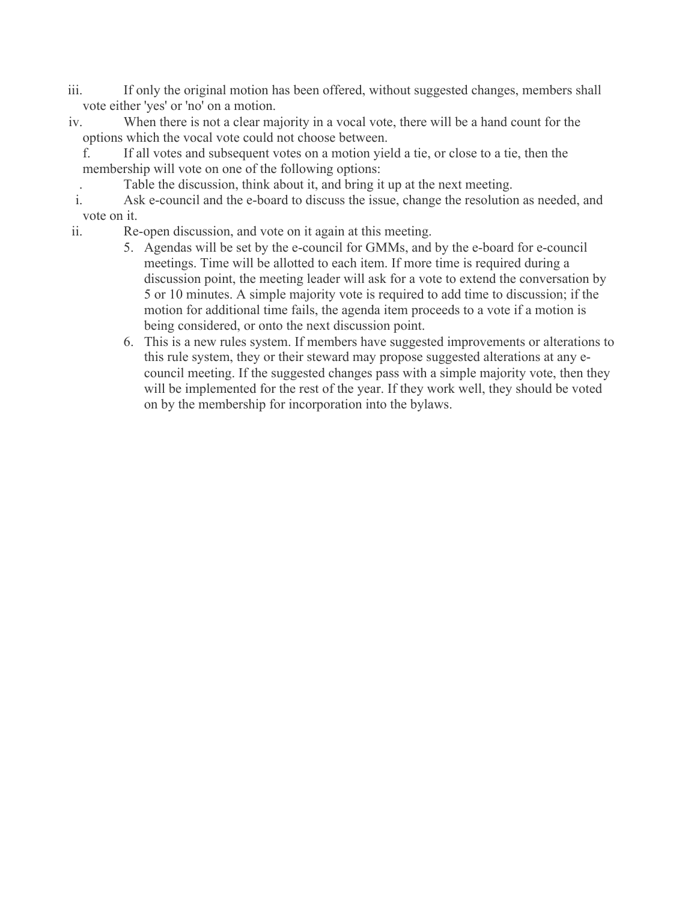iii. If only the original motion has been offered, without suggested changes, members shall vote either 'yes' or 'no' on a motion.

iv. When there is not a clear majority in a vocal vote, there will be a hand count for the options which the vocal vote could not choose between.

f. If all votes and subsequent votes on a motion yield a tie, or close to a tie, then the membership will vote on one of the following options:

. Table the discussion, think about it, and bring it up at the next meeting.

i. Ask e-council and the e-board to discuss the issue, change the resolution as needed, and vote on it.

ii. Re-open discussion, and vote on it again at this meeting.

5. Agendas will be set by the e-council for GMMs, and by the e-board for e-council meetings. Time will be allotted to each item. If more time is required during a discussion point, the meeting leader will ask for a vote to extend the conversation by 5 or 10 minutes. A simple majority vote is required to add time to discussion; if the motion for additional time fails, the agenda item proceeds to a vote if a motion is being considered, or onto the next discussion point.
6. This is a new rules system. If members have suggested improvements or alterations to this rule system, they or their steward may propose suggested alterations at any e-council meeting. If the suggested changes pass with a simple majority vote, then they will be implemented for the rest of the year. If they work well, they should be voted on by the membership for incorporation into the bylaws.